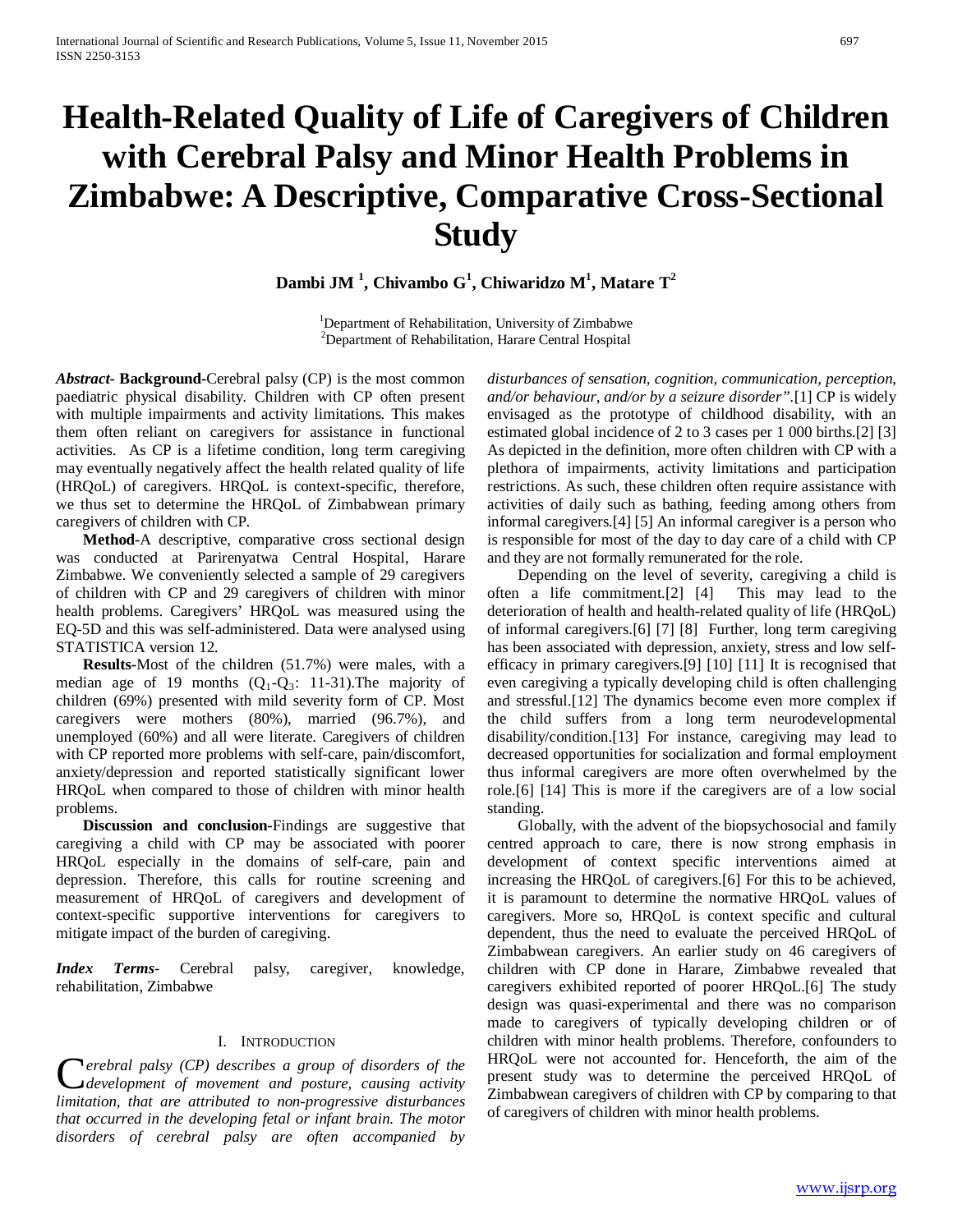# Health-Related Quality of Life of Caregivers of Children with Cerebral Palsy and Minor Health Problems in Zimbabwe: A Descriptive, Comparative Cross-Sectional Study

**Dambi JM [1], Chivambo G[1], Chiwaridzo M[1], Matare T[2]**

[1]Department of Rehabilitation, University of Zimbabwe
[2]Department of Rehabilitation, Harare Central Hospital

***Abstract*- Background-**Cerebral palsy (CP) is the most common paediatric physical disability. Children with CP often present with multiple impairments and activity limitations. This makes them often reliant on caregivers for assistance in functional activities. As CP is a lifetime condition, long term caregiving may eventually negatively affect the health related quality of life (HRQoL) of caregivers. HRQoL is context-specific, therefore, we thus set to determine the HRQoL of Zimbabwean primary caregivers of children with CP.

**Method-**A descriptive, comparative cross sectional design was conducted at Parirenyatwa Central Hospital, Harare Zimbabwe. We conveniently selected a sample of 29 caregivers of children with CP and 29 caregivers of children with minor health problems. Caregivers' HRQoL was measured using the EQ-5D and this was self-administered. Data were analysed using STATISTICA version 12.

**Results-**Most of the children (51.7%) were males, with a median age of 19 months ($Q_1$-$Q_3$: 11-31).The majority of children (69%) presented with mild severity form of CP. Most caregivers were mothers (80%), married (96.7%), and unemployed (60%) and all were literate. Caregivers of children with CP reported more problems with self-care, pain/discomfort, anxiety/depression and reported statistically significant lower HRQoL when compared to those of children with minor health problems.

**Discussion and conclusion-**Findings are suggestive that caregiving a child with CP may be associated with poorer HRQoL especially in the domains of self-care, pain and depression. Therefore, this calls for routine screening and measurement of HRQoL of caregivers and development of context-specific supportive interventions for caregivers to mitigate impact of the burden of caregiving.

***Index Terms*-** Cerebral palsy, caregiver, knowledge, rehabilitation, Zimbabwe

## I. Introduction

*Cerebral palsy (CP) describes a group of disorders of the development of movement and posture, causing activity limitation, that are attributed to non-progressive disturbances that occurred in the developing fetal or infant brain. The motor disorders of cerebral palsy are often accompanied by disturbances of sensation, cognition, communication, perception, and/or behaviour, and/or by a seizure disorder".*[1] CP is widely envisaged as the prototype of childhood disability, with an estimated global incidence of 2 to 3 cases per 1 000 births.[2] [3] As depicted in the definition, more often children with CP with a plethora of impairments, activity limitations and participation restrictions. As such, these children often require assistance with activities of daily such as bathing, feeding among others from informal caregivers.[4] [5] An informal caregiver is a person who is responsible for most of the day to day care of a child with CP and they are not formally remunerated for the role.

Depending on the level of severity, caregiving a child is often a life commitment.[2] [4] This may lead to the deterioration of health and health-related quality of life (HRQoL) of informal caregivers.[6] [7] [8] Further, long term caregiving has been associated with depression, anxiety, stress and low self-efficacy in primary caregivers.[9] [10] [11] It is recognised that even caregiving a typically developing child is often challenging and stressful.[12] The dynamics become even more complex if the child suffers from a long term neurodevelopmental disability/condition.[13] For instance, caregiving may lead to decreased opportunities for socialization and formal employment thus informal caregivers are more often overwhelmed by the role.[6] [14] This is more if the caregivers are of a low social standing.

Globally, with the advent of the biopsychosocial and family centred approach to care, there is now strong emphasis in development of context specific interventions aimed at increasing the HRQoL of caregivers.[6] For this to be achieved, it is paramount to determine the normative HRQoL values of caregivers. More so, HRQoL is context specific and cultural dependent, thus the need to evaluate the perceived HRQoL of Zimbabwean caregivers. An earlier study on 46 caregivers of children with CP done in Harare, Zimbabwe revealed that caregivers exhibited reported of poorer HRQoL.[6] The study design was quasi-experimental and there was no comparison made to caregivers of typically developing children or of children with minor health problems. Therefore, confounders to HRQoL were not accounted for. Henceforth, the aim of the present study was to determine the perceived HRQoL of Zimbabwean caregivers of children with CP by comparing to that of caregivers of children with minor health problems.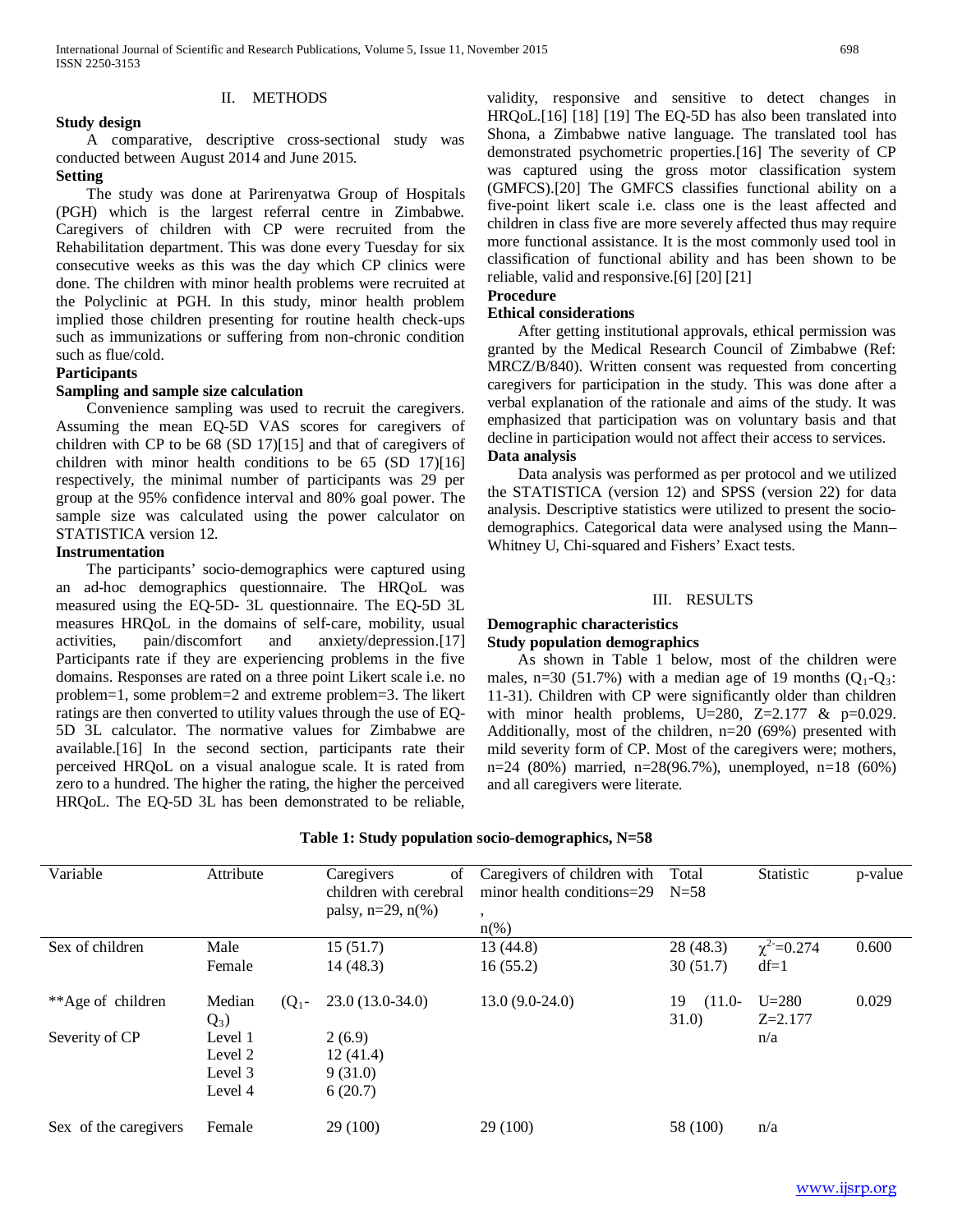## II. METHODS

### Study design

A comparative, descriptive cross-sectional study was conducted between August 2014 and June 2015.

### Setting

The study was done at Parirenyatwa Group of Hospitals (PGH) which is the largest referral centre in Zimbabwe. Caregivers of children with CP were recruited from the Rehabilitation department. This was done every Tuesday for six consecutive weeks as this was the day which CP clinics were done. The children with minor health problems were recruited at the Polyclinic at PGH. In this study, minor health problem implied those children presenting for routine health check-ups such as immunizations or suffering from non-chronic condition such as flue/cold.

### Participants

### Sampling and sample size calculation

Convenience sampling was used to recruit the caregivers. Assuming the mean EQ-5D VAS scores for caregivers of children with CP to be 68 (SD 17)[15] and that of caregivers of children with minor health conditions to be 65 (SD 17)[16] respectively, the minimal number of participants was 29 per group at the 95% confidence interval and 80% goal power. The sample size was calculated using the power calculator on STATISTICA version 12.

### Instrumentation

The participants' socio-demographics were captured using an ad-hoc demographics questionnaire. The HRQoL was measured using the EQ-5D- 3L questionnaire. The EQ-5D 3L measures HRQoL in the domains of self-care, mobility, usual activities, pain/discomfort and anxiety/depression.[17] Participants rate if they are experiencing problems in the five domains. Responses are rated on a three point Likert scale i.e. no problem=1, some problem=2 and extreme problem=3. The likert ratings are then converted to utility values through the use of EQ-5D 3L calculator. The normative values for Zimbabwe are available.[16] In the second section, participants rate their perceived HRQoL on a visual analogue scale. It is rated from zero to a hundred. The higher the rating, the higher the perceived HRQoL. The EQ-5D 3L has been demonstrated to be reliable, validity, responsive and sensitive to detect changes in HRQoL.[16] [18] [19] The EQ-5D has also been translated into Shona, a Zimbabwe native language. The translated tool has demonstrated psychometric properties.[16] The severity of CP was captured using the gross motor classification system (GMFCS).[20] The GMFCS classifies functional ability on a five-point likert scale i.e. class one is the least affected and children in class five are more severely affected thus may require more functional assistance. It is the most commonly used tool in classification of functional ability and has been shown to be reliable, valid and responsive.[6] [20] [21]

### Procedure

### Ethical considerations

After getting institutional approvals, ethical permission was granted by the Medical Research Council of Zimbabwe (Ref: MRCZ/B/840). Written consent was requested from concerting caregivers for participation in the study. This was done after a verbal explanation of the rationale and aims of the study. It was emphasized that participation was on voluntary basis and that decline in participation would not affect their access to services.

### Data analysis

Data analysis was performed as per protocol and we utilized the STATISTICA (version 12) and SPSS (version 22) for data analysis. Descriptive statistics were utilized to present the socio-demographics. Categorical data were analysed using the Mann–Whitney U, Chi-squared and Fishers' Exact tests.

## III. RESULTS

### Demographic characteristics

### Study population demographics

As shown in Table 1 below, most of the children were males, n=30 (51.7%) with a median age of 19 months ($Q_1$-$Q_3$: 11-31). Children with CP were significantly older than children with minor health problems, U=280, Z=2.177 & p=0.029. Additionally, most of the children, n=20 (69%) presented with mild severity form of CP. Most of the caregivers were; mothers, n=24 (80%) married, n=28(96.7%), unemployed, n=18 (60%) and all caregivers were literate.

**Table 1: Study population socio-demographics, N=58**

| Variable | Attribute | Caregivers of children with cerebral palsy, n=29, n(%) | Caregivers of children with minor health conditions=29, n(%) | Total N=58 | Statistic | p-value |
|---|---|---|---|---|---|---|
| Sex of children | Male | 15 (51.7) | 13 (44.8) | 28 (48.3) | $\chi^2$=0.274 | 0.600 |
| | Female | 14 (48.3) | 16 (55.2) | 30 (51.7) | df=1 | |
| **Age of children | Median ($Q_1$-$Q_3$) | 23.0 (13.0-34.0) | 13.0 (9.0-24.0) | 19 (11.0-31.0) | U=280 Z=2.177 | 0.029 |
| Severity of CP | Level 1 | 2 (6.9) | | | n/a | |
| | Level 2 | 12 (41.4) | | | | |
| | Level 3 | 9 (31.0) | | | | |
| | Level 4 | 6 (20.7) | | | | |
| Sex of the caregivers | Female | 29 (100) | 29 (100) | 58 (100) | n/a | |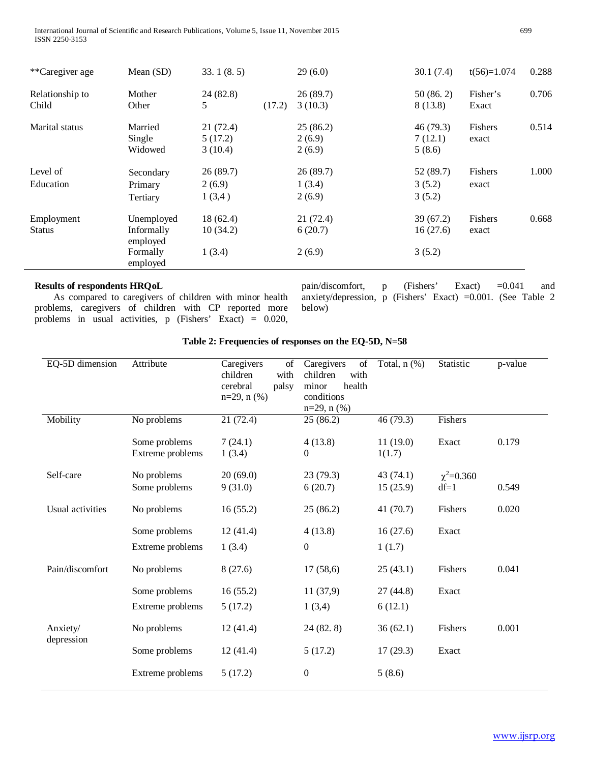| **Caregiver age | Mean (SD) | 33. 1 (8. 5) | 29 (6.0) | 30.1 (7.4) | t(56)=1.074 | 0.288 |
|---|---|---|---|---|---|---|
| Relationship to Child | Mother<br>Other | 24 (82.8)<br>5 (17.2) | 26 (89.7)<br>3 (10.3) | 50 (86. 2)<br>8 (13.8) | Fisher's Exact | 0.706 |
| Marital status | Married<br>Single<br>Widowed | 21 (72.4)<br>5 (17.2)<br>3 (10.4) | 25 (86.2)<br>2 (6.9)<br>2 (6.9) | 46 (79.3)<br>7 (12.1)<br>5 (8.6) | Fishers exact | 0.514 |
| Level of Education | Secondary<br>Primary<br>Tertiary | 26 (89.7)<br>2 (6.9)<br>1 (3,4 ) | 26 (89.7)<br>1 (3.4)<br>2 (6.9) | 52 (89.7)<br>3 (5.2)<br>3 (5.2) | Fishers exact | 1.000 |
| Employment Status | Unemployed<br>Informally employed<br>Formally employed | 18 (62.4)<br>10 (34.2)<br>1 (3.4) | 21 (72.4)<br>6 (20.7)<br>2 (6.9) | 39 (67.2)<br>16 (27.6)<br>3 (5.2) | Fishers exact | 0.668 |

**Results of respondents HRQoL**

As compared to caregivers of children with minor health problems, caregivers of children with CP reported more problems in usual activities, p (Fishers' Exact) = 0.020, pain/discomfort, p (Fishers' Exact) =0.041 and anxiety/depression, p (Fishers' Exact) =0.001. (See Table 2 below)

**Table 2: Frequencies of responses on the EQ-5D, N=58**

| EQ-5D dimension | Attribute | Caregivers of children with cerebral palsy n=29, n (%) | Caregivers of children with minor health conditions n=29, n (%) | Total, n (%) | Statistic | p-value |
|---|---|---|---|---|---|---|
| Mobility | No problems | 21 (72.4) | 25 (86.2) | 46 (79.3) | Fishers | |
| | Some problems | 7 (24.1) | 4 (13.8) | 11 (19.0) | Exact | 0.179 |
| | Extreme problems | 1 (3.4) | 0 | 1(1.7) | | |
| Self-care | No problems | 20 (69.0) | 23 (79.3) | 43 (74.1) | $\chi^2$=0.360 | |
| | Some problems | 9 (31.0) | 6 (20.7) | 15 (25.9) | df=1 | 0.549 |
| Usual activities | No problems | 16 (55.2) | 25 (86.2) | 41 (70.7) | Fishers | 0.020 |
| | Some problems | 12 (41.4) | 4 (13.8) | 16 (27.6) | Exact | |
| | Extreme problems | 1 (3.4) | 0 | 1 (1.7) | | |
| Pain/discomfort | No problems | 8 (27.6) | 17 (58,6) | 25 (43.1) | Fishers | 0.041 |
| | Some problems | 16 (55.2) | 11 (37,9) | 27 (44.8) | Exact | |
| | Extreme problems | 5 (17.2) | 1 (3,4) | 6 (12.1) | | |
| Anxiety/ depression | No problems | 12 (41.4) | 24 (82. 8) | 36 (62.1) | Fishers | 0.001 |
| | Some problems | 12 (41.4) | 5 (17.2) | 17 (29.3) | Exact | |
| | Extreme problems | 5 (17.2) | 0 | 5 (8.6) | | |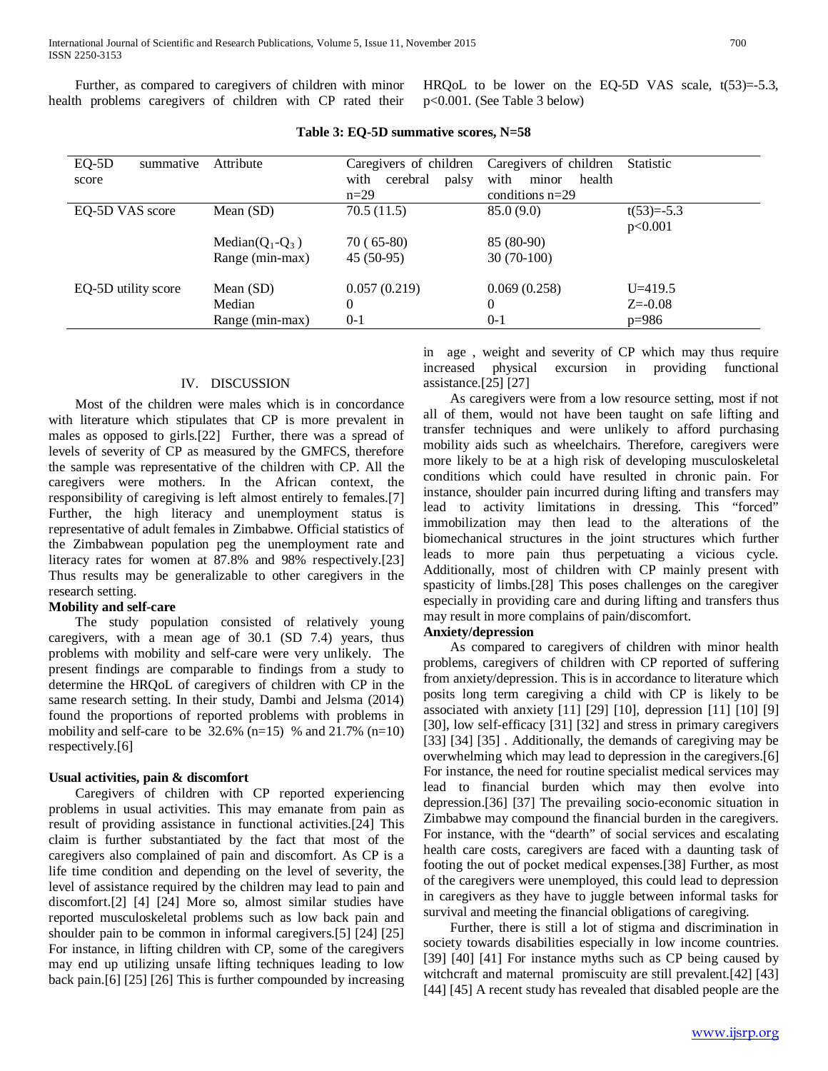Further, as compared to caregivers of children with minor health problems caregivers of children with CP rated their HRQoL to be lower on the EQ-5D VAS scale, $t(53)=-5.3$, $p<0.001$. (See Table 3 below)

**Table 3: EQ-5D summative scores, N=58**

| EQ-5D summative score | Attribute | Caregivers of children with cerebral palsy n=29 | Caregivers of children with minor health conditions n=29 | Statistic |
|---|---|---|---|---|
| EQ-5D VAS score | Mean (SD) | 70.5 (11.5) | 85.0 (9.0) | $t(53)=-5.3$ $p<0.001$ |
| | Median($Q_1$-$Q_3$) | 70 ( 65-80) | 85 (80-90) | |
| | Range (min-max) | 45 (50-95) | 30 (70-100) | |
| EQ-5D utility score | Mean (SD) | 0.057 (0.219) | 0.069 (0.258) | U=419.5 |
| | Median | 0 | 0 | Z=-0.08 |
| | Range (min-max) | 0-1 | 0-1 | p=986 |

## IV. DISCUSSION

Most of the children were males which is in concordance with literature which stipulates that CP is more prevalent in males as opposed to girls.[22] Further, there was a spread of levels of severity of CP as measured by the GMFCS, therefore the sample was representative of the children with CP. All the caregivers were mothers. In the African context, the responsibility of caregiving is left almost entirely to females.[7] Further, the high literacy and unemployment status is representative of adult females in Zimbabwe. Official statistics of the Zimbabwean population peg the unemployment rate and literacy rates for women at 87.8% and 98% respectively.[23] Thus results may be generalizable to other caregivers in the research setting.

**Mobility and self-care**

The study population consisted of relatively young caregivers, with a mean age of 30.1 (SD 7.4) years, thus problems with mobility and self-care were very unlikely. The present findings are comparable to findings from a study to determine the HRQoL of caregivers of children with CP in the same research setting. In their study, Dambi and Jelsma (2014) found the proportions of reported problems with problems in mobility and self-care to be 32.6% (n=15) % and 21.7% (n=10) respectively.[6]

**Usual activities, pain & discomfort**

Caregivers of children with CP reported experiencing problems in usual activities. This may emanate from pain as result of providing assistance in functional activities.[24] This claim is further substantiated by the fact that most of the caregivers also complained of pain and discomfort. As CP is a life time condition and depending on the level of severity, the level of assistance required by the children may lead to pain and discomfort.[2] [4] [24] More so, almost similar studies have reported musculoskeletal problems such as low back pain and shoulder pain to be common in informal caregivers.[5] [24] [25] For instance, in lifting children with CP, some of the caregivers may end up utilizing unsafe lifting techniques leading to low back pain.[6] [25] [26] This is further compounded by increasing in age , weight and severity of CP which may thus require increased physical excursion in providing functional assistance.[25] [27]

As caregivers were from a low resource setting, most if not all of them, would not have been taught on safe lifting and transfer techniques and were unlikely to afford purchasing mobility aids such as wheelchairs. Therefore, caregivers were more likely to be at a high risk of developing musculoskeletal conditions which could have resulted in chronic pain. For instance, shoulder pain incurred during lifting and transfers may lead to activity limitations in dressing. This "forced" immobilization may then lead to the alterations of the biomechanical structures in the joint structures which further leads to more pain thus perpetuating a vicious cycle. Additionally, most of children with CP mainly present with spasticity of limbs.[28] This poses challenges on the caregiver especially in providing care and during lifting and transfers thus may result in more complains of pain/discomfort.

**Anxiety/depression**

As compared to caregivers of children with minor health problems, caregivers of children with CP reported of suffering from anxiety/depression. This is in accordance to literature which posits long term caregiving a child with CP is likely to be associated with anxiety [11] [29] [10], depression [11] [10] [9] [30], low self-efficacy [31] [32] and stress in primary caregivers [33] [34] [35] . Additionally, the demands of caregiving may be overwhelming which may lead to depression in the caregivers.[6] For instance, the need for routine specialist medical services may lead to financial burden which may then evolve into depression.[36] [37] The prevailing socio-economic situation in Zimbabwe may compound the financial burden in the caregivers. For instance, with the "dearth" of social services and escalating health care costs, caregivers are faced with a daunting task of footing the out of pocket medical expenses.[38] Further, as most of the caregivers were unemployed, this could lead to depression in caregivers as they have to juggle between informal tasks for survival and meeting the financial obligations of caregiving.

Further, there is still a lot of stigma and discrimination in society towards disabilities especially in low income countries. [39] [40] [41] For instance myths such as CP being caused by witchcraft and maternal promiscuity are still prevalent.[42] [43] [44] [45] A recent study has revealed that disabled people are the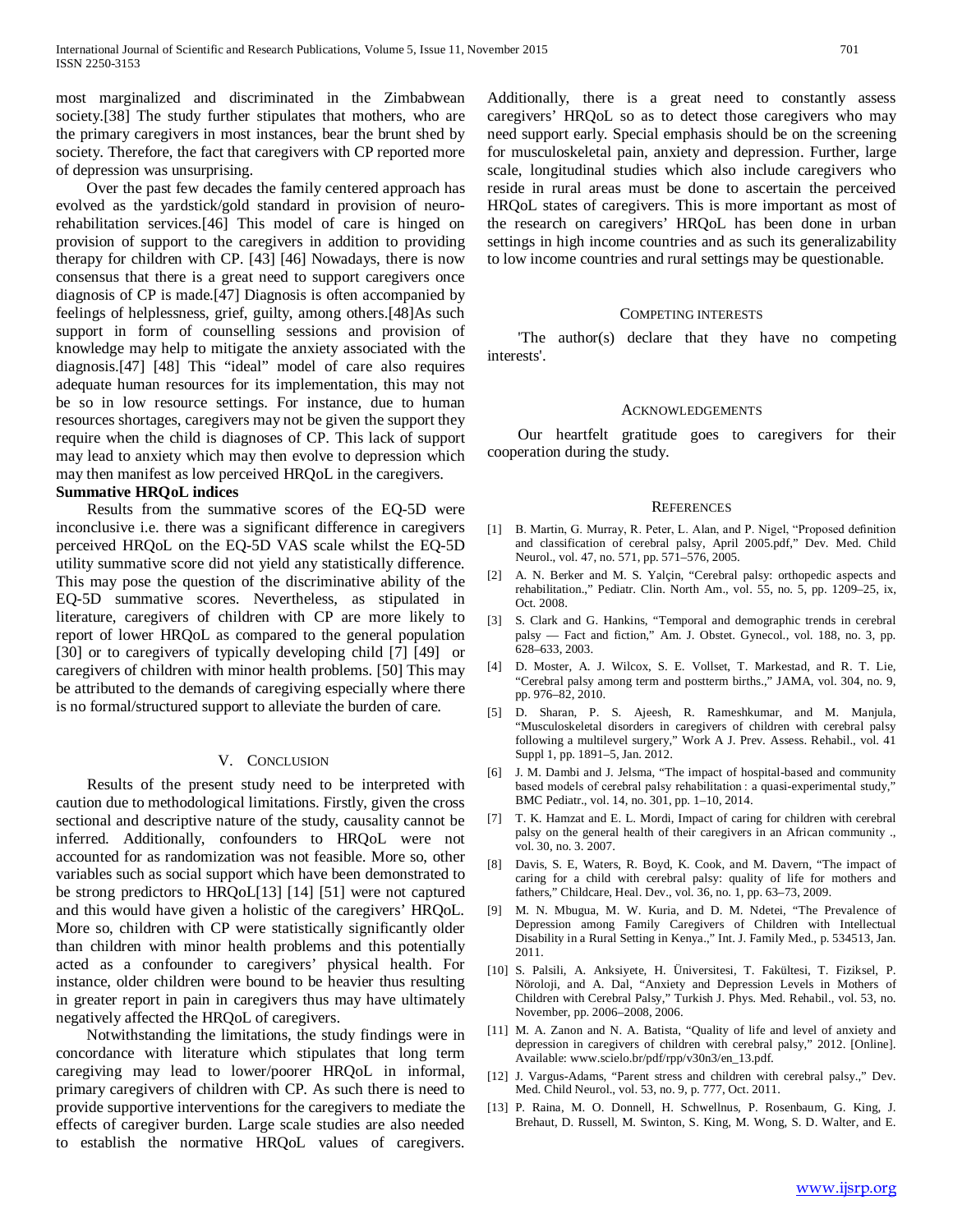most marginalized and discriminated in the Zimbabwean society.[38] The study further stipulates that mothers, who are the primary caregivers in most instances, bear the brunt shed by society. Therefore, the fact that caregivers with CP reported more of depression was unsurprising.

Over the past few decades the family centered approach has evolved as the yardstick/gold standard in provision of neuro-rehabilitation services.[46] This model of care is hinged on provision of support to the caregivers in addition to providing therapy for children with CP. [43] [46] Nowadays, there is now consensus that there is a great need to support caregivers once diagnosis of CP is made.[47] Diagnosis is often accompanied by feelings of helplessness, grief, guilty, among others.[48]As such support in form of counselling sessions and provision of knowledge may help to mitigate the anxiety associated with the diagnosis.[47] [48] This "ideal" model of care also requires adequate human resources for its implementation, this may not be so in low resource settings. For instance, due to human resources shortages, caregivers may not be given the support they require when the child is diagnoses of CP. This lack of support may lead to anxiety which may then evolve to depression which may then manifest as low perceived HRQoL in the caregivers.

**Summative HRQoL indices**

Results from the summative scores of the EQ-5D were inconclusive i.e. there was a significant difference in caregivers perceived HRQoL on the EQ-5D VAS scale whilst the EQ-5D utility summative score did not yield any statistically difference. This may pose the question of the discriminative ability of the EQ-5D summative scores. Nevertheless, as stipulated in literature, caregivers of children with CP are more likely to report of lower HRQoL as compared to the general population [30] or to caregivers of typically developing child [7] [49] or caregivers of children with minor health problems. [50] This may be attributed to the demands of caregiving especially where there is no formal/structured support to alleviate the burden of care.

## V. Conclusion

Results of the present study need to be interpreted with caution due to methodological limitations. Firstly, given the cross sectional and descriptive nature of the study, causality cannot be inferred. Additionally, confounders to HRQoL were not accounted for as randomization was not feasible. More so, other variables such as social support which have been demonstrated to be strong predictors to HRQoL[13] [14] [51] were not captured and this would have given a holistic of the caregivers' HRQoL. More so, children with CP were statistically significantly older than children with minor health problems and this potentially acted as a confounder to caregivers' physical health. For instance, older children were bound to be heavier thus resulting in greater report in pain in caregivers thus may have ultimately negatively affected the HRQoL of caregivers.

Notwithstanding the limitations, the study findings were in concordance with literature which stipulates that long term caregiving may lead to lower/poorer HRQoL in informal, primary caregivers of children with CP. As such there is need to provide supportive interventions for the caregivers to mediate the effects of caregiver burden. Large scale studies are also needed to establish the normative HRQoL values of caregivers. Additionally, there is a great need to constantly assess caregivers' HRQoL so as to detect those caregivers who may need support early. Special emphasis should be on the screening for musculoskeletal pain, anxiety and depression. Further, large scale, longitudinal studies which also include caregivers who reside in rural areas must be done to ascertain the perceived HRQoL states of caregivers. This is more important as most of the research on caregivers' HRQoL has been done in urban settings in high income countries and as such its generalizability to low income countries and rural settings may be questionable.

## Competing Interests

'The author(s) declare that they have no competing interests'.

## Acknowledgements

Our heartfelt gratitude goes to caregivers for their cooperation during the study.

## References

[1] B. Martin, G. Murray, R. Peter, L. Alan, and P. Nigel, "Proposed definition and classification of cerebral palsy, April 2005.pdf," Dev. Med. Child Neurol., vol. 47, no. 571, pp. 571–576, 2005.

[2] A. N. Berker and M. S. Yalçin, "Cerebral palsy: orthopedic aspects and rehabilitation.," Pediatr. Clin. North Am., vol. 55, no. 5, pp. 1209–25, ix, Oct. 2008.

[3] S. Clark and G. Hankins, "Temporal and demographic trends in cerebral palsy — Fact and fiction," Am. J. Obstet. Gynecol., vol. 188, no. 3, pp. 628–633, 2003.

[4] D. Moster, A. J. Wilcox, S. E. Vollset, T. Markestad, and R. T. Lie, "Cerebral palsy among term and postterm births.," JAMA, vol. 304, no. 9, pp. 976–82, 2010.

[5] D. Sharan, P. S. Ajeesh, R. Rameshkumar, and M. Manjula, "Musculoskeletal disorders in caregivers of children with cerebral palsy following a multilevel surgery," Work A J. Prev. Assess. Rehabil., vol. 41 Suppl 1, pp. 1891–5, Jan. 2012.

[6] J. M. Dambi and J. Jelsma, "The impact of hospital-based and community based models of cerebral palsy rehabilitation : a quasi-experimental study," BMC Pediatr., vol. 14, no. 301, pp. 1–10, 2014.

[7] T. K. Hamzat and E. L. Mordi, Impact of caring for children with cerebral palsy on the general health of their caregivers in an African community ., vol. 30, no. 3. 2007.

[8] Davis, S. E, Waters, R. Boyd, K. Cook, and M. Davern, "The impact of caring for a child with cerebral palsy: quality of life for mothers and fathers," Childcare, Heal. Dev., vol. 36, no. 1, pp. 63–73, 2009.

[9] M. N. Mbugua, M. W. Kuria, and D. M. Ndetei, "The Prevalence of Depression among Family Caregivers of Children with Intellectual Disability in a Rural Setting in Kenya.," Int. J. Family Med., p. 534513, Jan. 2011.

[10] S. Palsili, A. Anksiyete, H. Üniversitesi, T. Fakültesi, T. Fiziksel, P. Nöroloji, and A. Dal, "Anxiety and Depression Levels in Mothers of Children with Cerebral Palsy," Turkish J. Phys. Med. Rehabil., vol. 53, no. November, pp. 2006–2008, 2006.

[11] M. A. Zanon and N. A. Batista, "Quality of life and level of anxiety and depression in caregivers of children with cerebral palsy," 2012. [Online]. Available: www.scielo.br/pdf/rpp/v30n3/en_13.pdf.

[12] J. Vargus-Adams, "Parent stress and children with cerebral palsy.," Dev. Med. Child Neurol., vol. 53, no. 9, p. 777, Oct. 2011.

[13] P. Raina, M. O. Donnell, H. Schwellnus, P. Rosenbaum, G. King, J. Brehaut, D. Russell, M. Swinton, S. King, M. Wong, S. D. Walter, and E.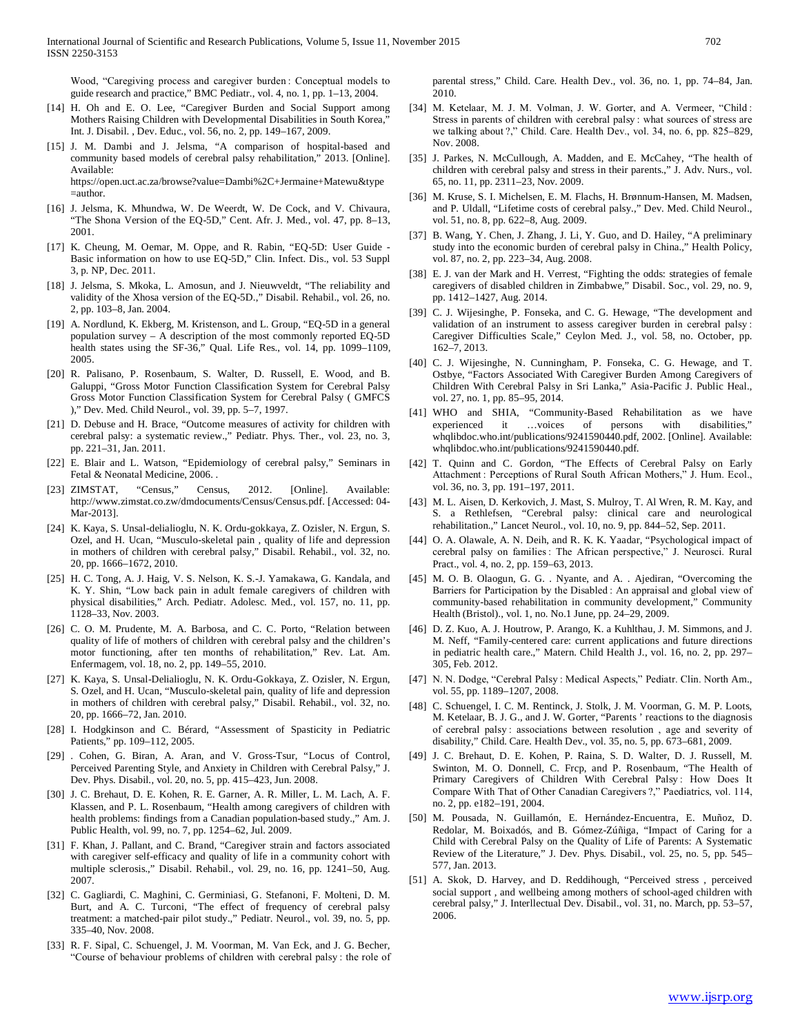Wood, "Caregiving process and caregiver burden : Conceptual models to guide research and practice," BMC Pediatr., vol. 4, no. 1, pp. 1–13, 2004.

[14] H. Oh and E. O. Lee, "Caregiver Burden and Social Support among Mothers Raising Children with Developmental Disabilities in South Korea," Int. J. Disabil. , Dev. Educ., vol. 56, no. 2, pp. 149–167, 2009.

[15] J. M. Dambi and J. Jelsma, "A comparison of hospital-based and community based models of cerebral palsy rehabilitation," 2013. [Online]. Available: https://open.uct.ac.za/browse?value=Dambi%2C+Jermaine+Matewu&type=author.

[16] J. Jelsma, K. Mhundwa, W. De Weerdt, W. De Cock, and V. Chivaura, "The Shona Version of the EQ-5D," Cent. Afr. J. Med., vol. 47, pp. 8–13, 2001.

[17] K. Cheung, M. Oemar, M. Oppe, and R. Rabin, "EQ-5D: User Guide - Basic information on how to use EQ-5D," Clin. Infect. Dis., vol. 53 Suppl 3, p. NP, Dec. 2011.

[18] J. Jelsma, S. Mkoka, L. Amosun, and J. Nieuwveldt, "The reliability and validity of the Xhosa version of the EQ-5D.," Disabil. Rehabil., vol. 26, no. 2, pp. 103–8, Jan. 2004.

[19] A. Nordlund, K. Ekberg, M. Kristenson, and L. Group, "EQ-5D in a general population survey – A description of the most commonly reported EQ-5D health states using the SF-36," Qual. Life Res., vol. 14, pp. 1099–1109, 2005.

[20] R. Palisano, P. Rosenbaum, S. Walter, D. Russell, E. Wood, and B. Galuppi, "Gross Motor Function Classification System for Cerebral Palsy Gross Motor Function Classification System for Cerebral Palsy ( GMFCS )," Dev. Med. Child Neurol., vol. 39, pp. 5–7, 1997.

[21] D. Debuse and H. Brace, "Outcome measures of activity for children with cerebral palsy: a systematic review.," Pediatr. Phys. Ther., vol. 23, no. 3, pp. 221–31, Jan. 2011.

[22] E. Blair and L. Watson, "Epidemiology of cerebral palsy," Seminars in Fetal & Neonatal Medicine, 2006. .

[23] ZIMSTAT, "Census," Census, 2012. [Online]. Available: http://www.zimstat.co.zw/dmdocuments/Census/Census.pdf. [Accessed: 04-Mar-2013].

[24] K. Kaya, S. Unsal-delialioglu, N. K. Ordu-gokkaya, Z. Ozisler, N. Ergun, S. Ozel, and H. Ucan, "Musculo-skeletal pain , quality of life and depression in mothers of children with cerebral palsy," Disabil. Rehabil., vol. 32, no. 20, pp. 1666–1672, 2010.

[25] H. C. Tong, A. J. Haig, V. S. Nelson, K. S.-J. Yamakawa, G. Kandala, and K. Y. Shin, "Low back pain in adult female caregivers of children with physical disabilities," Arch. Pediatr. Adolesc. Med., vol. 157, no. 11, pp. 1128–33, Nov. 2003.

[26] C. O. M. Prudente, M. A. Barbosa, and C. C. Porto, "Relation between quality of life of mothers of children with cerebral palsy and the children's motor functioning, after ten months of rehabilitation," Rev. Lat. Am. Enfermagem, vol. 18, no. 2, pp. 149–55, 2010.

[27] K. Kaya, S. Unsal-Delialioglu, N. K. Ordu-Gokkaya, Z. Ozisler, N. Ergun, S. Ozel, and H. Ucan, "Musculo-skeletal pain, quality of life and depression in mothers of children with cerebral palsy," Disabil. Rehabil., vol. 32, no. 20, pp. 1666–72, Jan. 2010.

[28] I. Hodgkinson and C. Bérard, "Assessment of Spasticity in Pediatric Patients," pp. 109–112, 2005.

[29] . Cohen, G. Biran, A. Aran, and V. Gross-Tsur, "Locus of Control, Perceived Parenting Style, and Anxiety in Children with Cerebral Palsy," J. Dev. Phys. Disabil. , vol. 20, no. 5, pp. 415–423, Jun. 2008.

[30] J. C. Brehaut, D. E. Kohen, R. E. Garner, A. R. Miller, L. M. Lach, A. F. Klassen, and P. L. Rosenbaum, "Health among caregivers of children with health problems: findings from a Canadian population-based study.," Am. J. Public Health, vol. 99, no. 7, pp. 1254–62, Jul. 2009.

[31] F. Khan, J. Pallant, and C. Brand, "Caregiver strain and factors associated with caregiver self-efficacy and quality of life in a community cohort with multiple sclerosis.," Disabil. Rehabil., vol. 29, no. 16, pp. 1241–50, Aug. 2007.

[32] C. Gagliardi, C. Maghini, C. Germiniasi, G. Stefanoni, F. Molteni, D. M. Burt, and A. C. Turconi, "The effect of frequency of cerebral palsy treatment: a matched-pair pilot study.," Pediatr. Neurol., vol. 39, no. 5, pp. 335–40, Nov. 2008.

[33] R. F. Sipal, C. Schuengel, J. M. Voorman, M. Van Eck, and J. G. Becher, "Course of behaviour problems of children with cerebral palsy : the role of parental stress," Child. Care. Health Dev., vol. 36, no. 1, pp. 74–84, Jan. 2010.

[34] M. Ketelaar, M. J. M. Volman, J. W. Gorter, and A. Vermeer, "Child : Stress in parents of children with cerebral palsy : what sources of stress are we talking about ?," Child. Care. Health Dev., vol. 34, no. 6, pp. 825–829, Nov. 2008.

[35] J. Parkes, N. McCullough, A. Madden, and E. McCahey, "The health of children with cerebral palsy and stress in their parents.," J. Adv. Nurs., vol. 65, no. 11, pp. 2311–23, Nov. 2009.

[36] M. Kruse, S. I. Michelsen, E. M. Flachs, H. Brønnum-Hansen, M. Madsen, and P. Uldall, "Lifetime costs of cerebral palsy.," Dev. Med. Child Neurol., vol. 51, no. 8, pp. 622–8, Aug. 2009.

[37] B. Wang, Y. Chen, J. Zhang, J. Li, Y. Guo, and D. Hailey, "A preliminary study into the economic burden of cerebral palsy in China.," Health Policy, vol. 87, no. 2, pp. 223–34, Aug. 2008.

[38] E. J. van der Mark and H. Verrest, "Fighting the odds: strategies of female caregivers of disabled children in Zimbabwe," Disabil. Soc., vol. 29, no. 9, pp. 1412–1427, Aug. 2014.

[39] C. J. Wijesinghe, P. Fonseka, and C. G. Hewage, "The development and validation of an instrument to assess caregiver burden in cerebral palsy : Caregiver Difficulties Scale," Ceylon Med. J., vol. 58, no. October, pp. 162–7, 2013.

[40] C. J. Wijesinghe, N. Cunningham, P. Fonseka, C. G. Hewage, and T. Ostbye, "Factors Associated With Caregiver Burden Among Caregivers of Children With Cerebral Palsy in Sri Lanka," Asia-Pacific J. Public Heal., vol. 27, no. 1, pp. 85–95, 2014.

[41] WHO and SHIA, "Community-Based Rehabilitation as we have experienced it …voices of persons with disabilities," whqlibdoc.who.int/publications/9241590440.pdf, 2002. [Online]. Available: whqlibdoc.who.int/publications/9241590440.pdf.

[42] T. Quinn and C. Gordon, "The Effects of Cerebral Palsy on Early Attachment : Perceptions of Rural South African Mothers," J. Hum. Ecol., vol. 36, no. 3, pp. 191–197, 2011.

[43] M. L. Aisen, D. Kerkovich, J. Mast, S. Mulroy, T. Al Wren, R. M. Kay, and S. a Rethlefsen, "Cerebral palsy: clinical care and neurological rehabilitation.," Lancet Neurol., vol. 10, no. 9, pp. 844–52, Sep. 2011.

[44] O. A. Olawale, A. N. Deih, and R. K. K. Yaadar, "Psychological impact of cerebral palsy on families : The African perspective," J. Neurosci. Rural Pract., vol. 4, no. 2, pp. 159–63, 2013.

[45] M. O. B. Olaogun, G. G. . Nyante, and A. . Ajediran, "Overcoming the Barriers for Participation by the Disabled : An appraisal and global view of community-based rehabilitation in community development," Community Health (Bristol)., vol. 1, no. No.1 June, pp. 24–29, 2009.

[46] D. Z. Kuo, A. J. Houtrow, P. Arango, K. a Kuhlthau, J. M. Simmons, and J. M. Neff, "Family-centered care: current applications and future directions in pediatric health care.," Matern. Child Health J., vol. 16, no. 2, pp. 297–305, Feb. 2012.

[47] N. N. Dodge, "Cerebral Palsy : Medical Aspects," Pediatr. Clin. North Am., vol. 55, pp. 1189–1207, 2008.

[48] C. Schuengel, I. C. M. Rentinck, J. Stolk, J. M. Voorman, G. M. P. Loots, M. Ketelaar, B. J. G., and J. W. Gorter, "Parents ' reactions to the diagnosis of cerebral palsy : associations between resolution , age and severity of disability," Child. Care. Health Dev., vol. 35, no. 5, pp. 673–681, 2009.

[49] J. C. Brehaut, D. E. Kohen, P. Raina, S. D. Walter, D. J. Russell, M. Swinton, M. O. Donnell, C. Frcp, and P. Rosenbaum, "The Health of Primary Caregivers of Children With Cerebral Palsy : How Does It Compare With That of Other Canadian Caregivers ?," Paediatrics, vol. 114, no. 2, pp. e182–191, 2004.

[50] M. Pousada, N. Guillamón, E. Hernández-Encuentra, E. Muñoz, D. Redolar, M. Boixadós, and B. Gómez-Zúñiga, "Impact of Caring for a Child with Cerebral Palsy on the Quality of Life of Parents: A Systematic Review of the Literature," J. Dev. Phys. Disabil., vol. 25, no. 5, pp. 545–577, Jan. 2013.

[51] A. Skok, D. Harvey, and D. Reddihough, "Perceived stress , perceived social support , and wellbeing among mothers of school-aged children with cerebral palsy," J. Interllectual Dev. Disabil., vol. 31, no. March, pp. 53–57, 2006.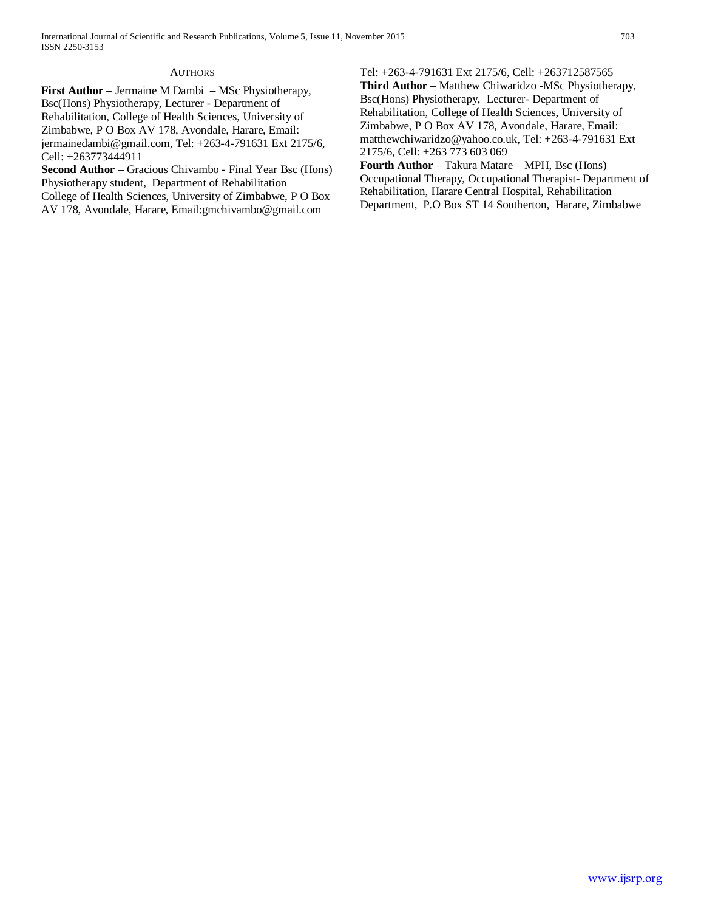## AUTHORS

**First Author** – Jermaine M Dambi – MSc Physiotherapy, Bsc(Hons) Physiotherapy, Lecturer - Department of Rehabilitation, College of Health Sciences, University of Zimbabwe, P O Box AV 178, Avondale, Harare, Email: jermainedambi@gmail.com, Tel: +263-4-791631 Ext 2175/6, Cell: +263773444911

**Second Author** – Gracious Chivambo - Final Year Bsc (Hons) Physiotherapy student, Department of Rehabilitation College of Health Sciences, University of Zimbabwe, P O Box AV 178, Avondale, Harare, Email:gmchivambo@gmail.com Tel: +263-4-791631 Ext 2175/6, Cell: +263712587565

**Third Author** – Matthew Chiwaridzo -MSc Physiotherapy, Bsc(Hons) Physiotherapy, Lecturer- Department of Rehabilitation, College of Health Sciences, University of Zimbabwe, P O Box AV 178, Avondale, Harare, Email: matthewchiwaridzo@yahoo.co.uk, Tel: +263-4-791631 Ext 2175/6, Cell: +263 773 603 069

**Fourth Author** – Takura Matare – MPH, Bsc (Hons) Occupational Therapy, Occupational Therapist- Department of Rehabilitation, Harare Central Hospital, Rehabilitation Department, P.O Box ST 14 Southerton, Harare, Zimbabwe